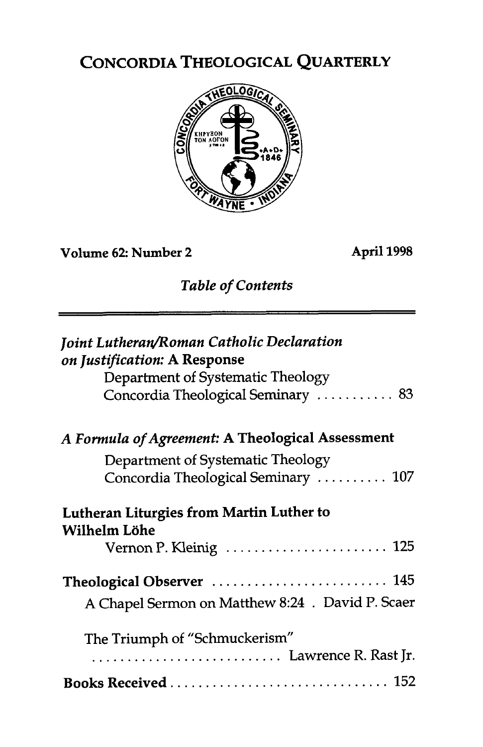# CONCORDIA THEOLOGICAL QUARTERLY

**Volume 62: Number 2** **April 1998**

*Table of Contents*

---

***Joint Lutheran/Roman Catholic Declaration on Justification:* A Response**
Department of Systematic Theology
Concordia Theological Seminary .......... 83

***A Formula of Agreement:* A Theological Assessment**
Department of Systematic Theology
Concordia Theological Seminary .......... 107

**Lutheran Liturgies from Martin Luther to Wilhelm Löhe**
Vernon P. Kleinig .......... 125

**Theological Observer** .......... 145

A Chapel Sermon on Matthew 8:24 . David P. Scaer

The Triumph of "Schmuckerism"
.......... Lawrence R. Rast Jr.

**Books Received** .......... 152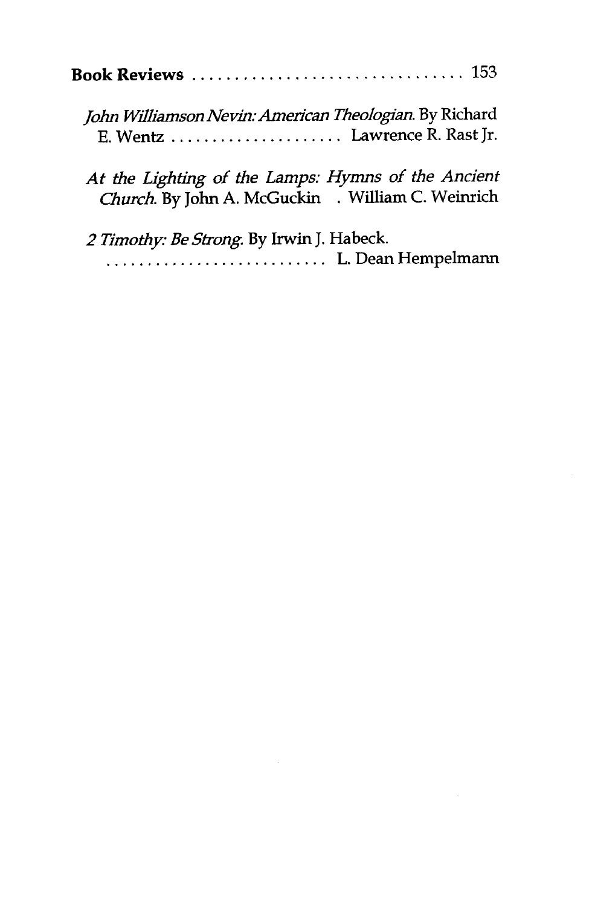**Book Reviews** .................................. 153

*John Williamson Nevin: American Theologian*. By Richard E. Wentz ...................... Lawrence R. Rast Jr.

*At the Lighting of the Lamps: Hymns of the Ancient Church*. By John A. McGuckin . William C. Weinrich

*2 Timothy: Be Strong*. By Irwin J. Habeck. ........................... L. Dean Hempelmann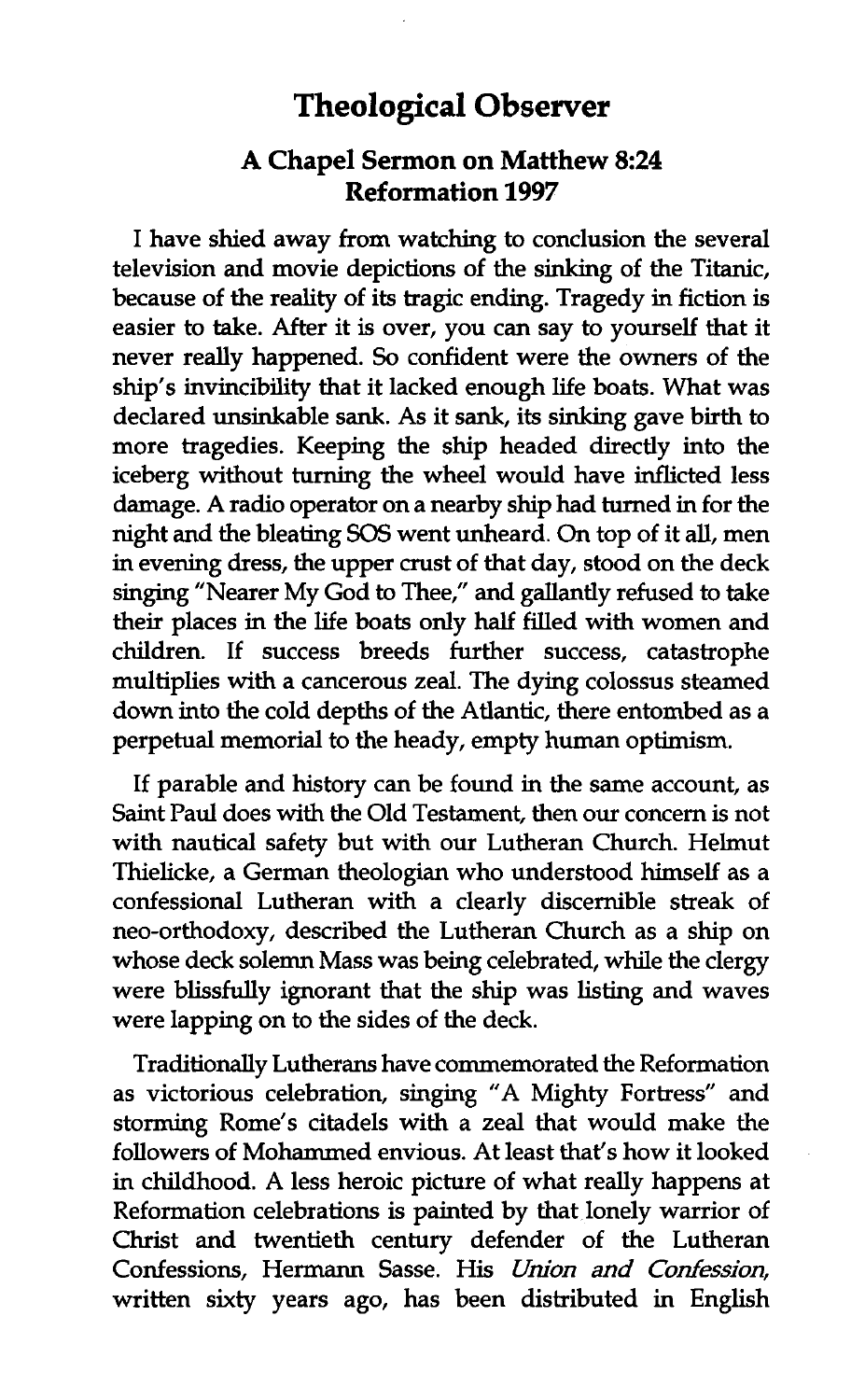## Theological Observer

### A Chapel Sermon on Matthew 8:24 Reformation 1997

I have shied away from watching to conclusion the several television and movie depictions of the sinking of the Titanic, because of the reality of its tragic ending. Tragedy in fiction is easier to take. After it is over, you can say to yourself that it never really happened. So confident were the owners of the ship's invincibility that it lacked enough life boats. What was declared unsinkable sank. As it sank, its sinking gave birth to more tragedies. Keeping the ship headed directly into the iceberg without turning the wheel would have inflicted less damage. A radio operator on a nearby ship had turned in for the night and the bleating SOS went unheard. On top of it all, men in evening dress, the upper crust of that day, stood on the deck singing "Nearer My God to Thee," and gallantly refused to take their places in the life boats only half filled with women and children. If success breeds further success, catastrophe multiplies with a cancerous zeal. The dying colossus steamed down into the cold depths of the Atlantic, there entombed as a perpetual memorial to the heady, empty human optimism.

If parable and history can be found in the same account, as Saint Paul does with the Old Testament, then our concern is not with nautical safety but with our Lutheran Church. Helmut Thielicke, a German theologian who understood himself as a confessional Lutheran with a clearly discernible streak of neo-orthodoxy, described the Lutheran Church as a ship on whose deck solemn Mass was being celebrated, while the clergy were blissfully ignorant that the ship was listing and waves were lapping on to the sides of the deck.

Traditionally Lutherans have commemorated the Reformation as victorious celebration, singing "A Mighty Fortress" and storming Rome's citadels with a zeal that would make the followers of Mohammed envious. At least that's how it looked in childhood. A less heroic picture of what really happens at Reformation celebrations is painted by that lonely warrior of Christ and twentieth century defender of the Lutheran Confessions, Hermann Sasse. His *Union and Confession*, written sixty years ago, has been distributed in English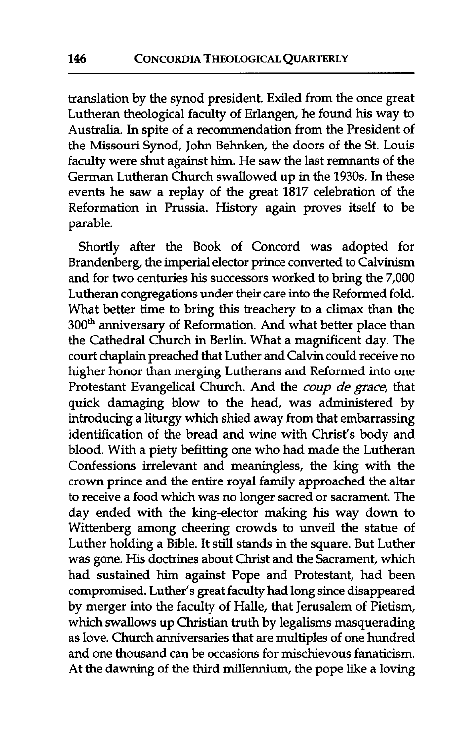translation by the synod president. Exiled from the once great Lutheran theological faculty of Erlangen, he found his way to Australia. In spite of a recommendation from the President of the Missouri Synod, John Behnken, the doors of the St. Louis faculty were shut against him. He saw the last remnants of the German Lutheran Church swallowed up in the 1930s. In these events he saw a replay of the great 1817 celebration of the Reformation in Prussia. History again proves itself to be parable.

Shortly after the Book of Concord was adopted for Brandenberg, the imperial elector prince converted to Calvinism and for two centuries his successors worked to bring the 7,000 Lutheran congregations under their care into the Reformed fold. What better time to bring this treachery to a climax than the 300th anniversary of Reformation. And what better place than the Cathedral Church in Berlin. What a magnificent day. The court chaplain preached that Luther and Calvin could receive no higher honor than merging Lutherans and Reformed into one Protestant Evangelical Church. And the *coup de grace*, that quick damaging blow to the head, was administered by introducing a liturgy which shied away from that embarrassing identification of the bread and wine with Christ's body and blood. With a piety befitting one who had made the Lutheran Confessions irrelevant and meaningless, the king with the crown prince and the entire royal family approached the altar to receive a food which was no longer sacred or sacrament. The day ended with the king-elector making his way down to Wittenberg among cheering crowds to unveil the statue of Luther holding a Bible. It still stands in the square. But Luther was gone. His doctrines about Christ and the Sacrament, which had sustained him against Pope and Protestant, had been compromised. Luther's great faculty had long since disappeared by merger into the faculty of Halle, that Jerusalem of Pietism, which swallows up Christian truth by legalisms masquerading as love. Church anniversaries that are multiples of one hundred and one thousand can be occasions for mischievous fanaticism. At the dawning of the third millennium, the pope like a loving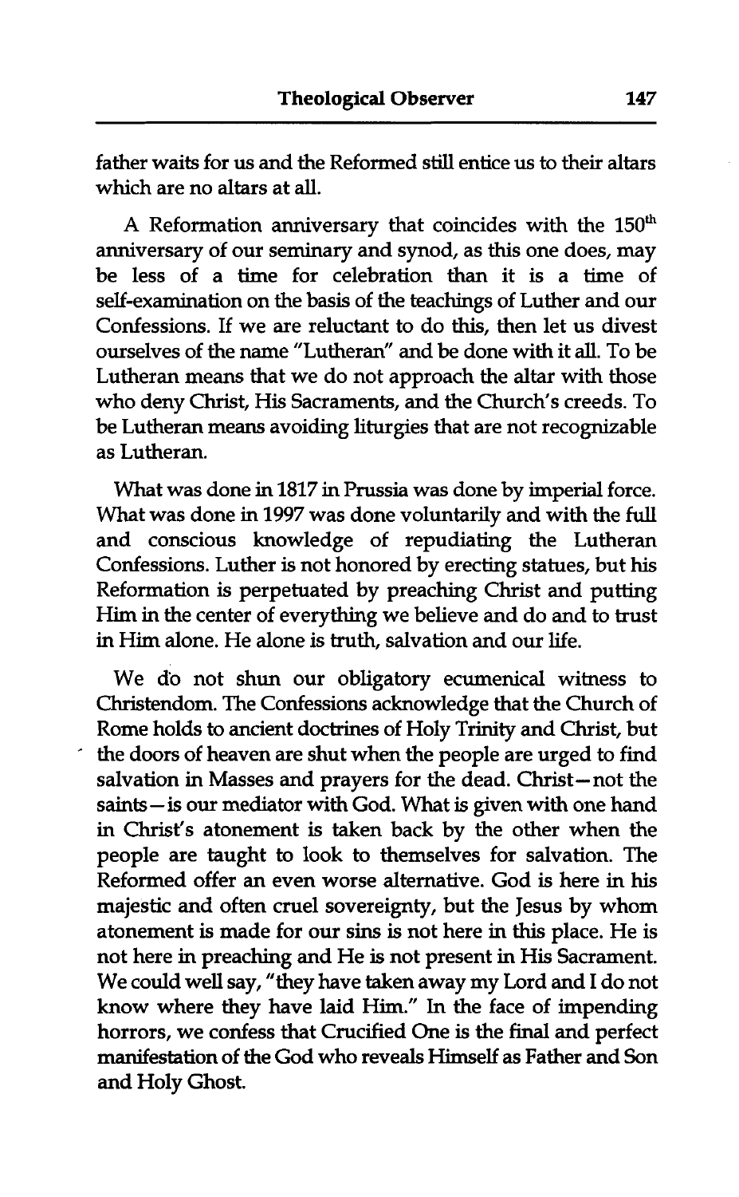father waits for us and the Reformed still entice us to their altars which are no altars at all.

A Reformation anniversary that coincides with the 150th anniversary of our seminary and synod, as this one does, may be less of a time for celebration than it is a time of self-examination on the basis of the teachings of Luther and our Confessions. If we are reluctant to do this, then let us divest ourselves of the name "Lutheran" and be done with it all. To be Lutheran means that we do not approach the altar with those who deny Christ, His Sacraments, and the Church's creeds. To be Lutheran means avoiding liturgies that are not recognizable as Lutheran.

What was done in 1817 in Prussia was done by imperial force. What was done in 1997 was done voluntarily and with the full and conscious knowledge of repudiating the Lutheran Confessions. Luther is not honored by erecting statues, but his Reformation is perpetuated by preaching Christ and putting Him in the center of everything we believe and do and to trust in Him alone. He alone is truth, salvation and our life.

We do not shun our obligatory ecumenical witness to Christendom. The Confessions acknowledge that the Church of Rome holds to ancient doctrines of Holy Trinity and Christ, but the doors of heaven are shut when the people are urged to find salvation in Masses and prayers for the dead. Christ—not the saints—is our mediator with God. What is given with one hand in Christ's atonement is taken back by the other when the people are taught to look to themselves for salvation. The Reformed offer an even worse alternative. God is here in his majestic and often cruel sovereignty, but the Jesus by whom atonement is made for our sins is not here in this place. He is not here in preaching and He is not present in His Sacrament. We could well say, "they have taken away my Lord and I do not know where they have laid Him." In the face of impending horrors, we confess that Crucified One is the final and perfect manifestation of the God who reveals Himself as Father and Son and Holy Ghost.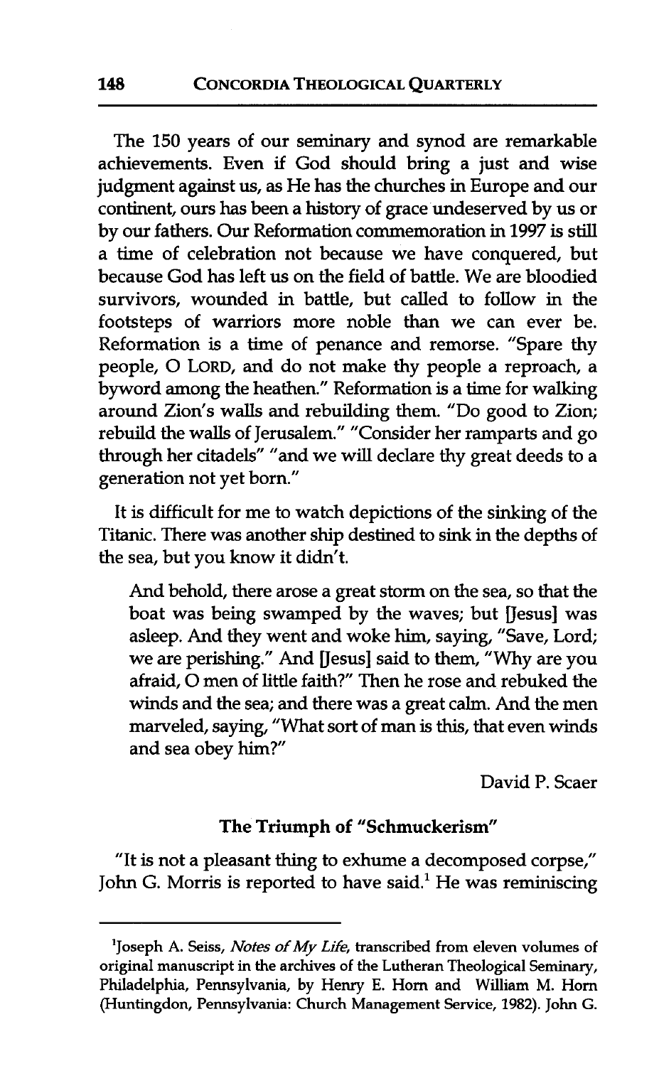The 150 years of our seminary and synod are remarkable achievements. Even if God should bring a just and wise judgment against us, as He has the churches in Europe and our continent, ours has been a history of grace undeserved by us or by our fathers. Our Reformation commemoration in 1997 is still a time of celebration not because we have conquered, but because God has left us on the field of battle. We are bloodied survivors, wounded in battle, but called to follow in the footsteps of warriors more noble than we can ever be. Reformation is a time of penance and remorse. "Spare thy people, O LORD, and do not make thy people a reproach, a byword among the heathen." Reformation is a time for walking around Zion's walls and rebuilding them. "Do good to Zion; rebuild the walls of Jerusalem." "Consider her ramparts and go through her citadels" "and we will declare thy great deeds to a generation not yet born."

It is difficult for me to watch depictions of the sinking of the Titanic. There was another ship destined to sink in the depths of the sea, but you know it didn't.

> And behold, there arose a great storm on the sea, so that the boat was being swamped by the waves; but [Jesus] was asleep. And they went and woke him, saying, "Save, Lord; we are perishing." And [Jesus] said to them, "Why are you afraid, O men of little faith?" Then he rose and rebuked the winds and the sea; and there was a great calm. And the men marveled, saying, "What sort of man is this, that even winds and sea obey him?"

David P. Scaer

## The Triumph of "Schmuckerism"

"It is not a pleasant thing to exhume a decomposed corpse," John G. Morris is reported to have said.[1] He was reminiscing

---

[1]Joseph A. Seiss, *Notes of My Life*, transcribed from eleven volumes of original manuscript in the archives of the Lutheran Theological Seminary, Philadelphia, Pennsylvania, by Henry E. Horn and William M. Horn (Huntingdon, Pennsylvania: Church Management Service, 1982). John G.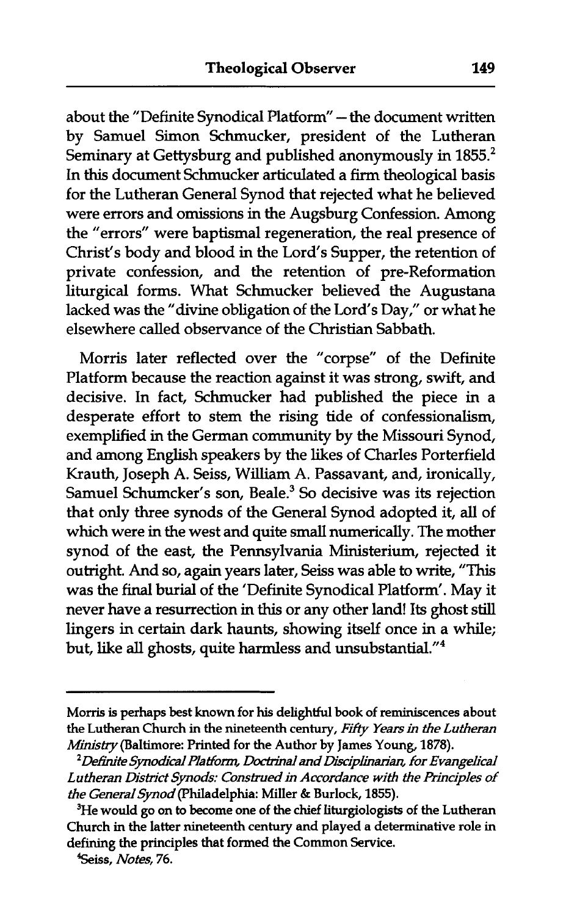about the "Definite Synodical Platform" – the document written by Samuel Simon Schmucker, president of the Lutheran Seminary at Gettysburg and published anonymously in 1855.[2] In this document Schmucker articulated a firm theological basis for the Lutheran General Synod that rejected what he believed were errors and omissions in the Augsburg Confession. Among the "errors" were baptismal regeneration, the real presence of Christ's body and blood in the Lord's Supper, the retention of private confession, and the retention of pre-Reformation liturgical forms. What Schmucker believed the Augustana lacked was the "divine obligation of the Lord's Day," or what he elsewhere called observance of the Christian Sabbath.

Morris later reflected over the "corpse" of the Definite Platform because the reaction against it was strong, swift, and decisive. In fact, Schmucker had published the piece in a desperate effort to stem the rising tide of confessionalism, exemplified in the German community by the Missouri Synod, and among English speakers by the likes of Charles Porterfield Krauth, Joseph A. Seiss, William A. Passavant, and, ironically, Samuel Schumcker's son, Beale.[3] So decisive was its rejection that only three synods of the General Synod adopted it, all of which were in the west and quite small numerically. The mother synod of the east, the Pennsylvania Ministerium, rejected it outright. And so, again years later, Seiss was able to write, "This was the final burial of the 'Definite Synodical Platform'. May it never have a resurrection in this or any other land! Its ghost still lingers in certain dark haunts, showing itself once in a while; but, like all ghosts, quite harmless and unsubstantial."[4]

---

Morris is perhaps best known for his delightful book of reminiscences about the Lutheran Church in the nineteenth century, *Fifty Years in the Lutheran Ministry* (Baltimore: Printed for the Author by James Young, 1878).

[2] *Definite Synodical Platform, Doctrinal and Disciplinarian, for Evangelical Lutheran District Synods: Construed in Accordance with the Principles of the General Synod* (Philadelphia: Miller & Burlock, 1855).

[3] He would go on to become one of the chief liturgiologists of the Lutheran Church in the latter nineteenth century and played a determinative role in defining the principles that formed the Common Service.

[4] Seiss, *Notes*, 76.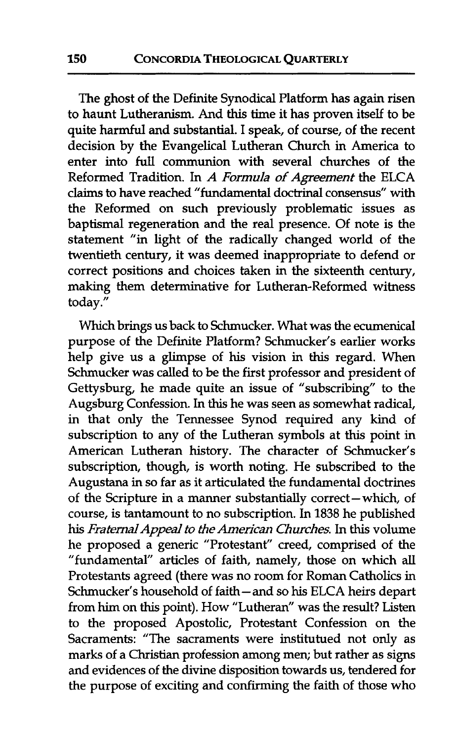The ghost of the Definite Synodical Platform has again risen to haunt Lutheranism. And this time it has proven itself to be quite harmful and substantial. I speak, of course, of the recent decision by the Evangelical Lutheran Church in America to enter into full communion with several churches of the Reformed Tradition. In *A Formula of Agreement* the ELCA claims to have reached "fundamental doctrinal consensus" with the Reformed on such previously problematic issues as baptismal regeneration and the real presence. Of note is the statement "in light of the radically changed world of the twentieth century, it was deemed inappropriate to defend or correct positions and choices taken in the sixteenth century, making them determinative for Lutheran-Reformed witness today."

Which brings us back to Schmucker. What was the ecumenical purpose of the Definite Platform? Schmucker's earlier works help give us a glimpse of his vision in this regard. When Schmucker was called to be the first professor and president of Gettysburg, he made quite an issue of "subscribing" to the Augsburg Confession. In this he was seen as somewhat radical, in that only the Tennessee Synod required any kind of subscription to any of the Lutheran symbols at this point in American Lutheran history. The character of Schmucker's subscription, though, is worth noting. He subscribed to the Augustana in so far as it articulated the fundamental doctrines of the Scripture in a manner substantially correct—which, of course, is tantamount to no subscription. In 1838 he published his *Fraternal Appeal to the American Churches*. In this volume he proposed a generic "Protestant" creed, comprised of the "fundamental" articles of faith, namely, those on which all Protestants agreed (there was no room for Roman Catholics in Schmucker's household of faith—and so his ELCA heirs depart from him on this point). How "Lutheran" was the result? Listen to the proposed Apostolic, Protestant Confession on the Sacraments: "The sacraments were institutued not only as marks of a Christian profession among men; but rather as signs and evidences of the divine disposition towards us, tendered for the purpose of exciting and confirming the faith of those who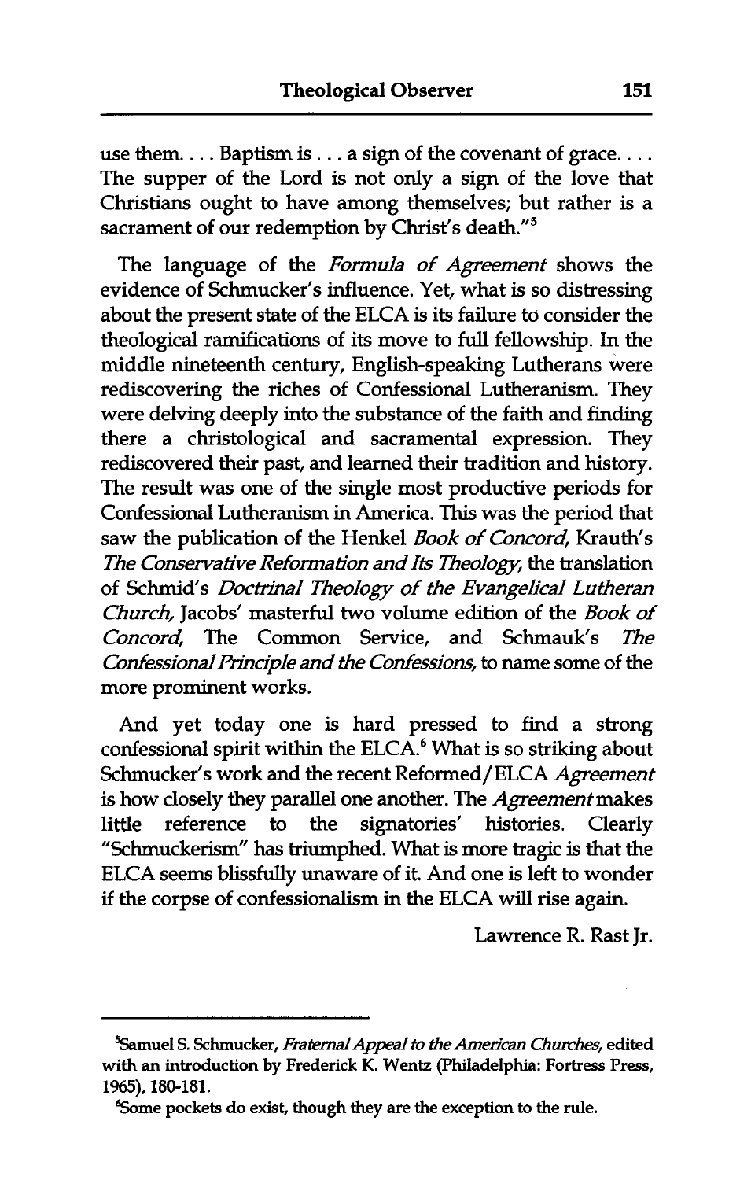use them. . . . Baptism is . . . a sign of the covenant of grace. . . . The supper of the Lord is not only a sign of the love that Christians ought to have among themselves; but rather is a sacrament of our redemption by Christ's death."[5]

The language of the *Formula of Agreement* shows the evidence of Schmucker's influence. Yet, what is so distressing about the present state of the ELCA is its failure to consider the theological ramifications of its move to full fellowship. In the middle nineteenth century, English-speaking Lutherans were rediscovering the riches of Confessional Lutheranism. They were delving deeply into the substance of the faith and finding there a christological and sacramental expression. They rediscovered their past, and learned their tradition and history. The result was one of the single most productive periods for Confessional Lutheranism in America. This was the period that saw the publication of the Henkel *Book of Concord*, Krauth's *The Conservative Reformation and Its Theology*, the translation of Schmid's *Doctrinal Theology of the Evangelical Lutheran Church*, Jacobs' masterful two volume edition of the *Book of Concord*, The Common Service, and Schmauk's *The Confessional Principle and the Confessions*, to name some of the more prominent works.

And yet today one is hard pressed to find a strong confessional spirit within the ELCA.[6] What is so striking about Schmucker's work and the recent Reformed/ELCA *Agreement* is how closely they parallel one another. The *Agreement* makes little reference to the signatories' histories. Clearly "Schmuckerism" has triumphed. What is more tragic is that the ELCA seems blissfully unaware of it. And one is left to wonder if the corpse of confessionalism in the ELCA will rise again.

Lawrence R. Rast Jr.

---

[5]Samuel S. Schmucker, *Fraternal Appeal to the American Churches*, edited with an introduction by Frederick K. Wentz (Philadelphia: Fortress Press, 1965), 180-181.

[6]Some pockets do exist, though they are the exception to the rule.